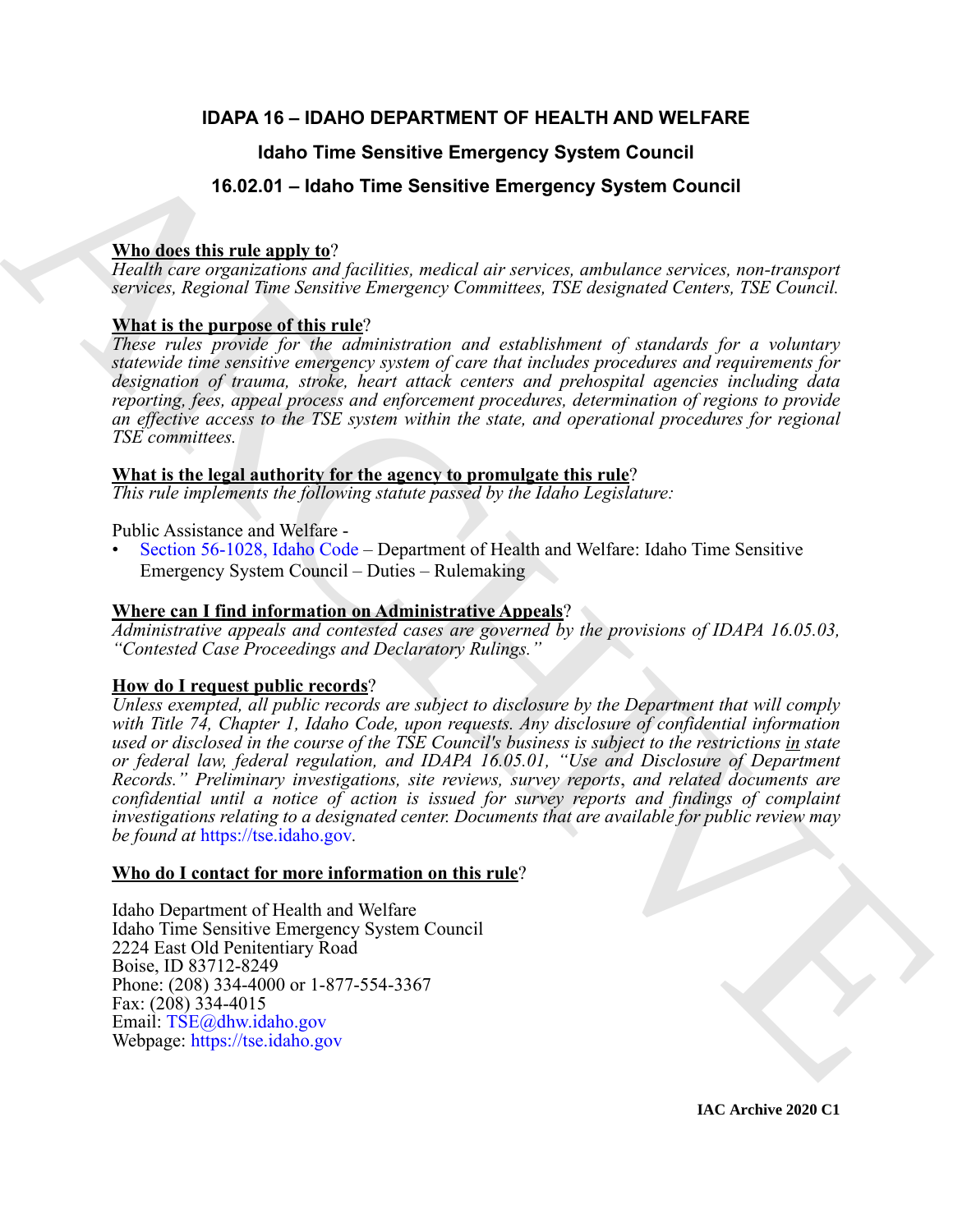# IDAPA 16 – IDAHO DEPARTMENT OF HEALTH AND WELFARE

## Idaho Time Sensitive Emergency System Council

## 16.02.01 – Idaho Time Sensitive Emergency System Council

**Who does this rule apply to**?

*Health care organizations and facilities, medical air services, ambulance services, non-transport services, Regional Time Sensitive Emergency Committees, TSE designated Centers, TSE Council.*

**What is the purpose of this rule**?

*These rules provide for the administration and establishment of standards for a voluntary statewide time sensitive emergency system of care that includes procedures and requirements for designation of trauma, stroke, heart attack centers and prehospital agencies including data reporting, fees, appeal process and enforcement procedures, determination of regions to provide an effective access to the TSE system within the state, and operational procedures for regional TSE committees.*

**What is the legal authority for the agency to promulgate this rule**?

*This rule implements the following statute passed by the Idaho Legislature:*

Public Assistance and Welfare -

- Section 56-1028, Idaho Code – Department of Health and Welfare: Idaho Time Sensitive Emergency System Council – Duties – Rulemaking

**Where can I find information on Administrative Appeals**?

*Administrative appeals and contested cases are governed by the provisions of IDAPA 16.05.03, "Contested Case Proceedings and Declaratory Rulings."*

**How do I request public records**?

*Unless exempted, all public records are subject to disclosure by the Department that will comply with Title 74, Chapter 1, Idaho Code, upon requests. Any disclosure of confidential information used or disclosed in the course of the TSE Council's business is subject to the restrictions in state or federal law, federal regulation, and IDAPA 16.05.01, "Use and Disclosure of Department Records." Preliminary investigations, site reviews, survey reports, and related documents are confidential until a notice of action is issued for survey reports and findings of complaint investigations relating to a designated center. Documents that are available for public review may be found at* https://tse.idaho.gov.

**Who do I contact for more information on this rule**?

Idaho Department of Health and Welfare
Idaho Time Sensitive Emergency System Council
2224 East Old Penitentiary Road
Boise, ID 83712-8249
Phone: (208) 334-4000 or 1-877-554-3367
Fax: (208) 334-4015
Email: TSE@dhw.idaho.gov
Webpage: https://tse.idaho.gov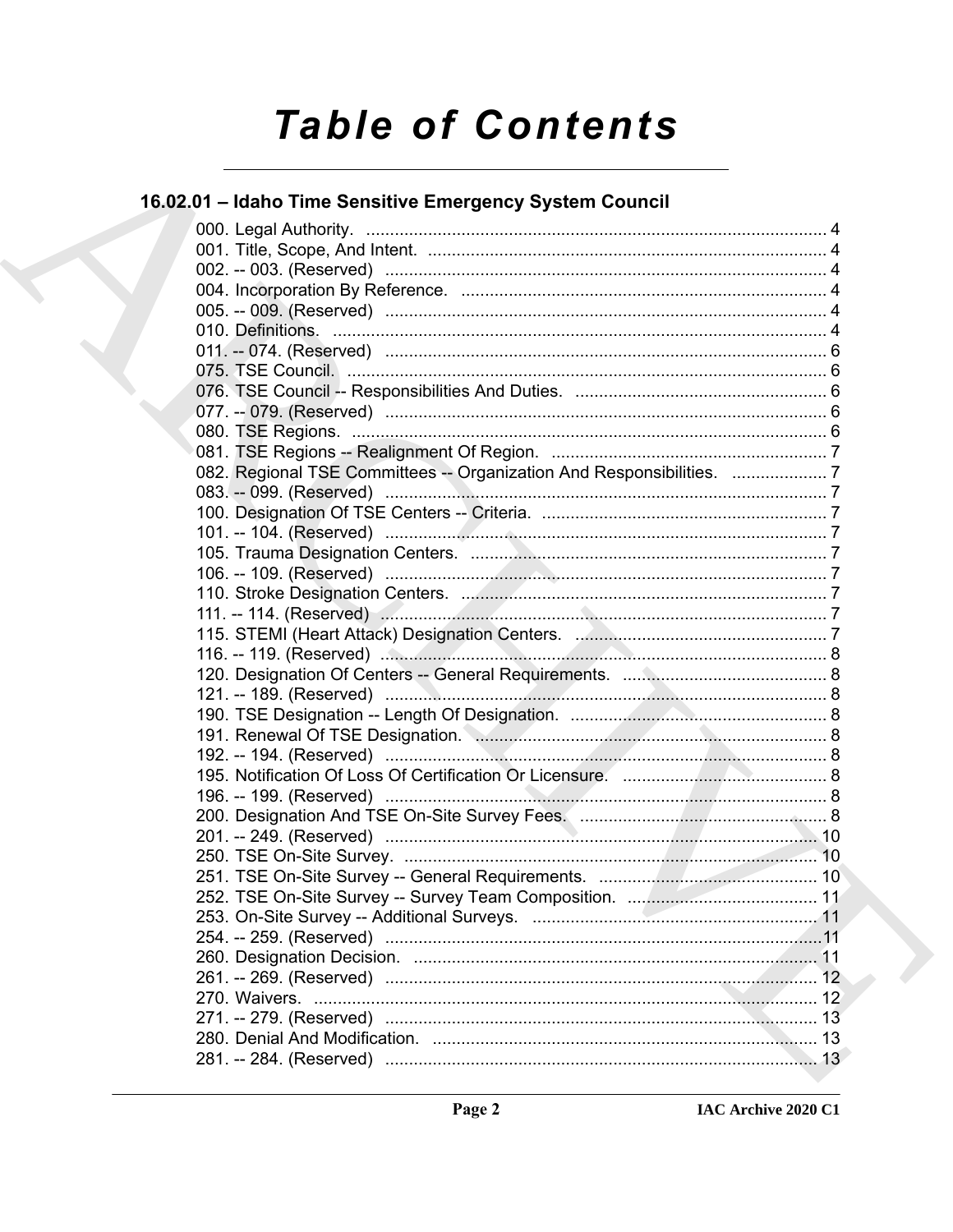# Table of Contents

## 16.02.01 – Idaho Time Sensitive Emergency System Council

000. Legal Authority. .................................................................................................. 4
001. Title, Scope, And Intent. .................................................................................... 4
002. -- 003. (Reserved) ............................................................................................. 4
004. Incorporation By Reference. ............................................................................. 4
005. -- 009. (Reserved) ............................................................................................. 4
010. Definitions. ........................................................................................................ 4
011. -- 074. (Reserved) ............................................................................................. 6
075. TSE Council. ..................................................................................................... 6
076. TSE Council -- Responsibilities And Duties. ..................................................... 6
077. -- 079. (Reserved) ............................................................................................. 6
080. TSE Regions. .................................................................................................... 6
081. TSE Regions -- Realignment Of Region. .......................................................... 7
082. Regional TSE Committees -- Organization And Responsibilities. .................... 7
083. -- 099. (Reserved) ............................................................................................. 7
100. Designation Of TSE Centers -- Criteria. ............................................................ 7
101. -- 104. (Reserved) ............................................................................................. 7
105. Trauma Designation Centers. ........................................................................... 7
106. -- 109. (Reserved) ............................................................................................. 7
110. Stroke Designation Centers. ............................................................................. 7
111. -- 114. (Reserved) ............................................................................................. 7
115. STEMI (Heart Attack) Designation Centers. ..................................................... 7
116. -- 119. (Reserved) ............................................................................................. 8
120. Designation Of Centers -- General Requirements. ........................................... 8
121. -- 189. (Reserved) ............................................................................................. 8
190. TSE Designation -- Length Of Designation. ...................................................... 8
191. Renewal Of TSE Designation. ........................................................................... 8
192. -- 194. (Reserved) ............................................................................................. 8
195. Notification Of Loss Of Certification Or Licensure. ........................................... 8
196. -- 199. (Reserved) ............................................................................................. 8
200. Designation And TSE On-Site Survey Fees. .................................................... 8
201. -- 249. (Reserved) ........................................................................................... 10
250. TSE On-Site Survey. ....................................................................................... 10
251. TSE On-Site Survey -- General Requirements. .............................................. 10
252. TSE On-Site Survey -- Survey Team Composition. ........................................ 11
253. On-Site Survey -- Additional Surveys. ............................................................ 11
254. -- 259. (Reserved) ........................................................................................... 11
260. Designation Decision. ..................................................................................... 11
261. -- 269. (Reserved) ........................................................................................... 12
270. Waivers. .......................................................................................................... 12
271. -- 279. (Reserved) ........................................................................................... 13
280. Denial And Modification. ................................................................................. 13
281. -- 284. (Reserved) ........................................................................................... 13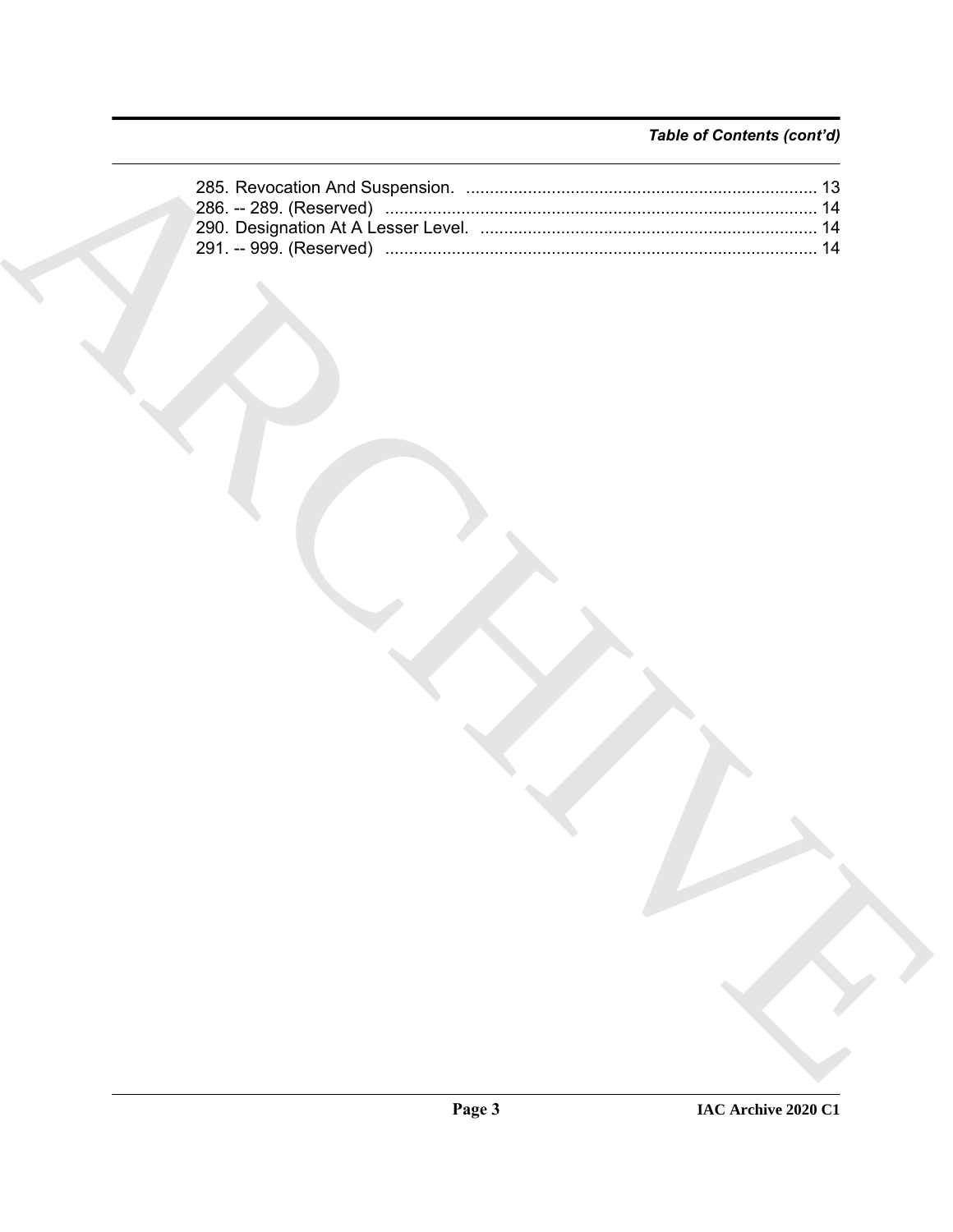*Table of Contents (cont'd)*

285. Revocation And Suspension. ........................................................................ 13
286. -- 289. (Reserved) ......................................................................................... 14
290. Designation At A Lesser Level. ..................................................................... 14
291. -- 999. (Reserved) ......................................................................................... 14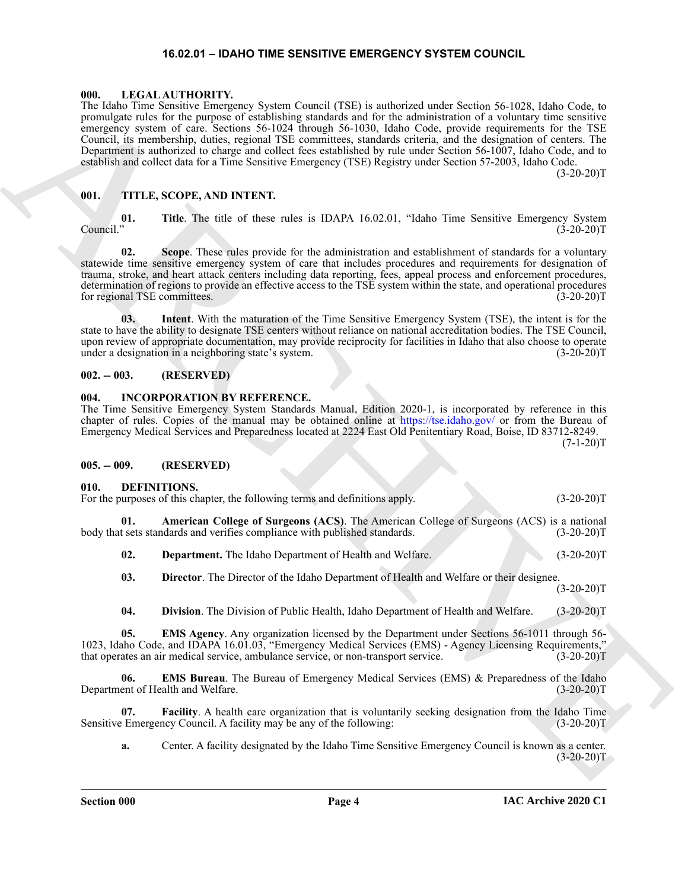# 16.02.01 – IDAHO TIME SENSITIVE EMERGENCY SYSTEM COUNCIL

### 000. LEGAL AUTHORITY.

The Idaho Time Sensitive Emergency System Council (TSE) is authorized under Section 56-1028, Idaho Code, to promulgate rules for the purpose of establishing standards and for the administration of a voluntary time sensitive emergency system of care. Sections 56-1024 through 56-1030, Idaho Code, provide requirements for the TSE Council, its membership, duties, regional TSE committees, standards criteria, and the designation of centers. The Department is authorized to charge and collect fees established by rule under Section 56-1007, Idaho Code, and to establish and collect data for a Time Sensitive Emergency (TSE) Registry under Section 57-2003, Idaho Code. (3-20-20)T

### 001. TITLE, SCOPE, AND INTENT.

**01. Title**. The title of these rules is IDAPA 16.02.01, "Idaho Time Sensitive Emergency System Council." (3-20-20)T

**02. Scope**. These rules provide for the administration and establishment of standards for a voluntary statewide time sensitive emergency system of care that includes procedures and requirements for designation of trauma, stroke, and heart attack centers including data reporting, fees, appeal process and enforcement procedures, determination of regions to provide an effective access to the TSE system within the state, and operational procedures for regional TSE committees. (3-20-20)T

**03. Intent**. With the maturation of the Time Sensitive Emergency System (TSE), the intent is for the state to have the ability to designate TSE centers without reliance on national accreditation bodies. The TSE Council, upon review of appropriate documentation, may provide reciprocity for facilities in Idaho that also choose to operate under a designation in a neighboring state's system. (3-20-20)T

### 002. -- 003. (RESERVED)

### 004. INCORPORATION BY REFERENCE.

The Time Sensitive Emergency System Standards Manual, Edition 2020-1, is incorporated by reference in this chapter of rules. Copies of the manual may be obtained online at https://tse.idaho.gov/ or from the Bureau of Emergency Medical Services and Preparedness located at 2224 East Old Penitentiary Road, Boise, ID 83712-8249. (7-1-20)T

### 005. -- 009. (RESERVED)

### 010. DEFINITIONS.

For the purposes of this chapter, the following terms and definitions apply. (3-20-20)T

**01. American College of Surgeons (ACS)**. The American College of Surgeons (ACS) is a national body that sets standards and verifies compliance with published standards. (3-20-20)T

**02. Department.** The Idaho Department of Health and Welfare. (3-20-20)T

**03. Director**. The Director of the Idaho Department of Health and Welfare or their designee. (3-20-20)T

**04. Division**. The Division of Public Health, Idaho Department of Health and Welfare. (3-20-20)T

**05. EMS Agency**. Any organization licensed by the Department under Sections 56-1011 through 56-1023, Idaho Code, and IDAPA 16.01.03, "Emergency Medical Services (EMS) - Agency Licensing Requirements," that operates an air medical service, ambulance service, or non-transport service. (3-20-20)T

**06. EMS Bureau**. The Bureau of Emergency Medical Services (EMS) & Preparedness of the Idaho Department of Health and Welfare. (3-20-20)T

**07. Facility**. A health care organization that is voluntarily seeking designation from the Idaho Time Sensitive Emergency Council. A facility may be any of the following: (3-20-20)T

**a.** Center. A facility designated by the Idaho Time Sensitive Emergency Council is known as a center. (3-20-20)T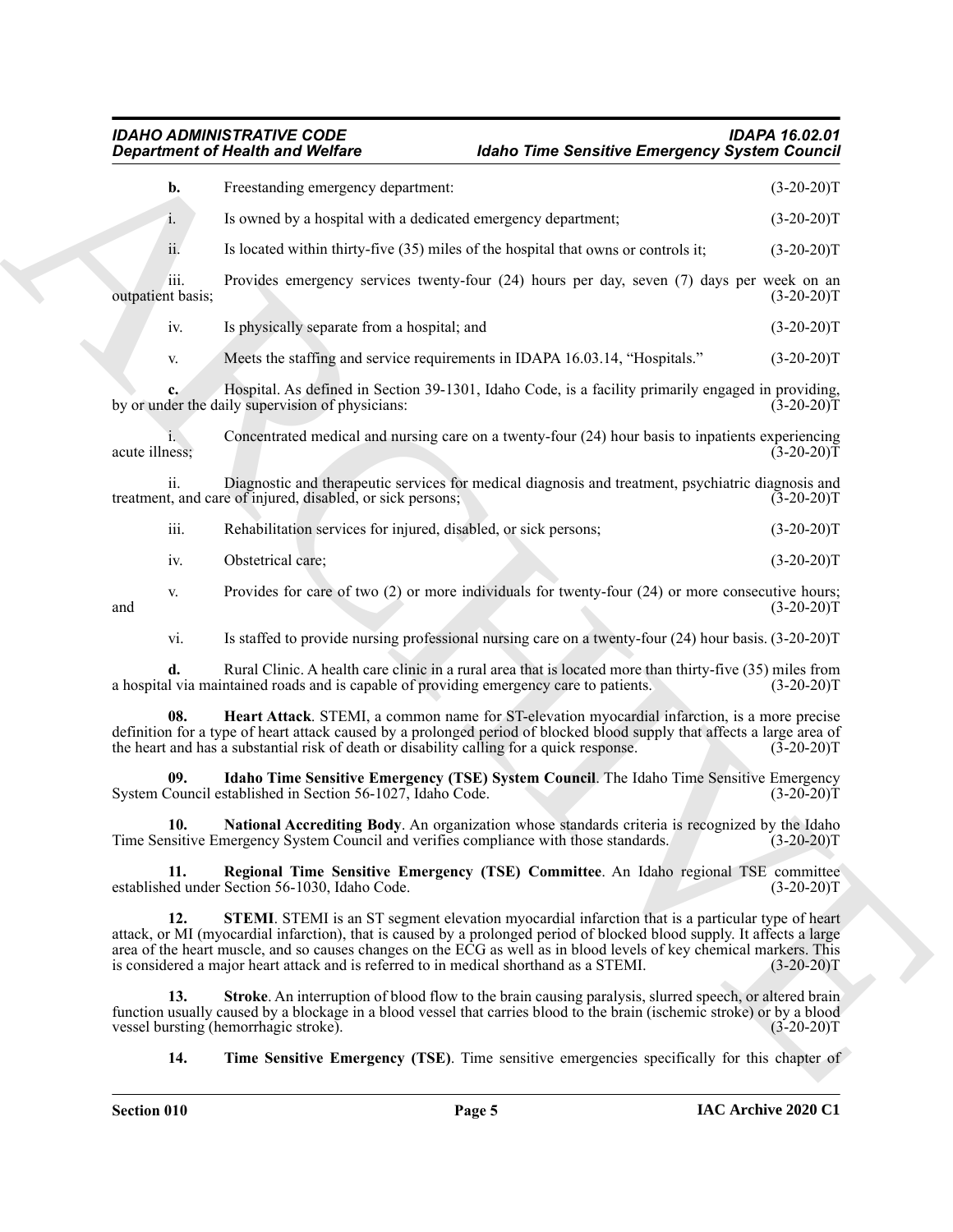**b.** Freestanding emergency department: (3-20-20)T

i. Is owned by a hospital with a dedicated emergency department; (3-20-20)T

ii. Is located within thirty-five (35) miles of the hospital that owns or controls it; (3-20-20)T

iii. Provides emergency services twenty-four (24) hours per day, seven (7) days per week on an outpatient basis; (3-20-20)T

iv. Is physically separate from a hospital; and (3-20-20)T

v. Meets the staffing and service requirements in IDAPA 16.03.14, "Hospitals." (3-20-20)T

**c.** Hospital. As defined in Section 39-1301, Idaho Code, is a facility primarily engaged in providing, by or under the daily supervision of physicians: (3-20-20)T

i. Concentrated medical and nursing care on a twenty-four (24) hour basis to inpatients experiencing acute illness; (3-20-20)T

ii. Diagnostic and therapeutic services for medical diagnosis and treatment, psychiatric diagnosis and treatment, and care of injured, disabled, or sick persons; (3-20-20)T

iii. Rehabilitation services for injured, disabled, or sick persons; (3-20-20)T

iv. Obstetrical care; (3-20-20)T

v. Provides for care of two (2) or more individuals for twenty-four (24) or more consecutive hours; and (3-20-20)T

vi. Is staffed to provide nursing professional nursing care on a twenty-four (24) hour basis. (3-20-20)T

**d.** Rural Clinic. A health care clinic in a rural area that is located more than thirty-five (35) miles from a hospital via maintained roads and is capable of providing emergency care to patients. (3-20-20)T

**08. Heart Attack**. STEMI, a common name for ST-elevation myocardial infarction, is a more precise definition for a type of heart attack caused by a prolonged period of blocked blood supply that affects a large area of the heart and has a substantial risk of death or disability calling for a quick response. (3-20-20)T

**09. Idaho Time Sensitive Emergency (TSE) System Council**. The Idaho Time Sensitive Emergency System Council established in Section 56-1027, Idaho Code. (3-20-20)T

**10. National Accrediting Body**. An organization whose standards criteria is recognized by the Idaho Time Sensitive Emergency System Council and verifies compliance with those standards. (3-20-20)T

**11. Regional Time Sensitive Emergency (TSE) Committee**. An Idaho regional TSE committee established under Section 56-1030, Idaho Code. (3-20-20)T

**12. STEMI**. STEMI is an ST segment elevation myocardial infarction that is a particular type of heart attack, or MI (myocardial infarction), that is caused by a prolonged period of blocked blood supply. It affects a large area of the heart muscle, and so causes changes on the ECG as well as in blood levels of key chemical markers. This is considered a major heart attack and is referred to in medical shorthand as a STEMI. (3-20-20)T

**13. Stroke**. An interruption of blood flow to the brain causing paralysis, slurred speech, or altered brain function usually caused by a blockage in a blood vessel that carries blood to the brain (ischemic stroke) or by a blood vessel bursting (hemorrhagic stroke). (3-20-20)T

**14. Time Sensitive Emergency (TSE)**. Time sensitive emergencies specifically for this chapter of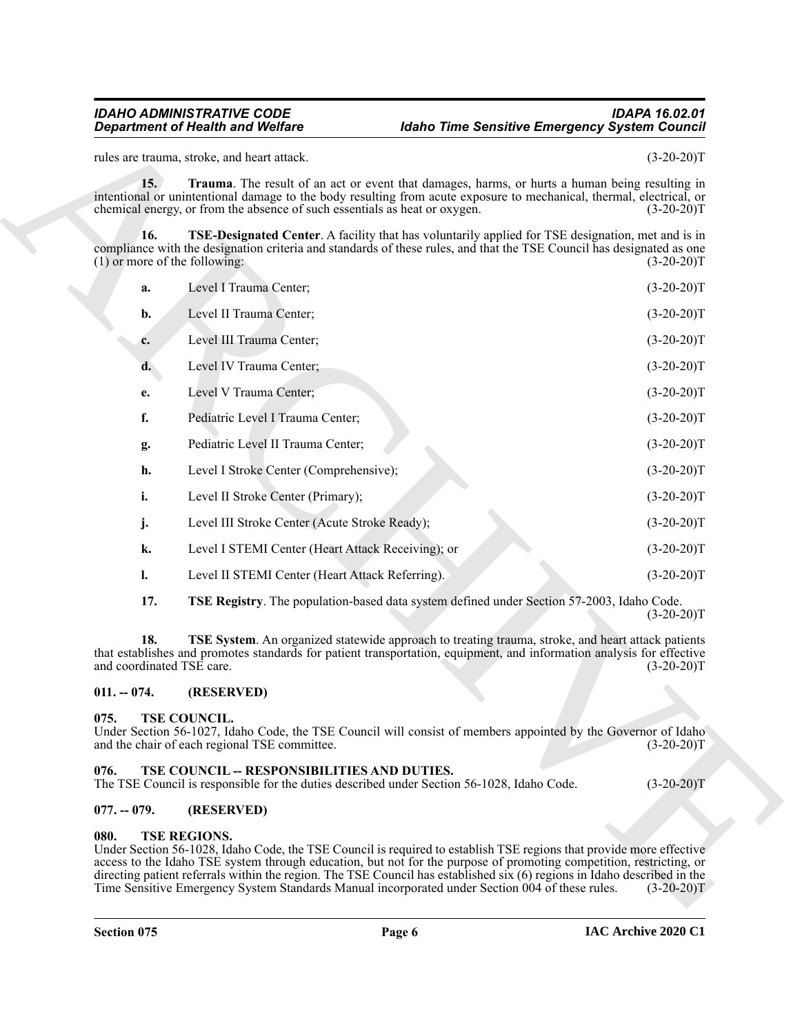rules are trauma, stroke, and heart attack. (3-20-20)T

**15. Trauma**. The result of an act or event that damages, harms, or hurts a human being resulting in intentional or unintentional damage to the body resulting from acute exposure to mechanical, thermal, electrical, or chemical energy, or from the absence of such essentials as heat or oxygen. (3-20-20)T

**16. TSE-Designated Center**. A facility that has voluntarily applied for TSE designation, met and is in compliance with the designation criteria and standards of these rules, and that the TSE Council has designated as one (1) or more of the following: (3-20-20)T

**a.** Level I Trauma Center; (3-20-20)T

**b.** Level II Trauma Center; (3-20-20)T

**c.** Level III Trauma Center; (3-20-20)T

**d.** Level IV Trauma Center; (3-20-20)T

**e.** Level V Trauma Center; (3-20-20)T

**f.** Pediatric Level I Trauma Center; (3-20-20)T

**g.** Pediatric Level II Trauma Center; (3-20-20)T

**h.** Level I Stroke Center (Comprehensive); (3-20-20)T

**i.** Level II Stroke Center (Primary); (3-20-20)T

**j.** Level III Stroke Center (Acute Stroke Ready); (3-20-20)T

**k.** Level I STEMI Center (Heart Attack Receiving); or (3-20-20)T

**l.** Level II STEMI Center (Heart Attack Referring). (3-20-20)T

**17. TSE Registry**. The population-based data system defined under Section 57-2003, Idaho Code. (3-20-20)T

**18. TSE System**. An organized statewide approach to treating trauma, stroke, and heart attack patients that establishes and promotes standards for patient transportation, equipment, and information analysis for effective and coordinated TSE care. (3-20-20)T

## 011. -- 074. (RESERVED)

## 075. TSE COUNCIL.

Under Section 56-1027, Idaho Code, the TSE Council will consist of members appointed by the Governor of Idaho and the chair of each regional TSE committee. (3-20-20)T

## 076. TSE COUNCIL -- RESPONSIBILITIES AND DUTIES.

The TSE Council is responsible for the duties described under Section 56-1028, Idaho Code. (3-20-20)T

## 077. -- 079. (RESERVED)

## 080. TSE REGIONS.

Under Section 56-1028, Idaho Code, the TSE Council is required to establish TSE regions that provide more effective access to the Idaho TSE system through education, but not for the purpose of promoting competition, restricting, or directing patient referrals within the region. The TSE Council has established six (6) regions in Idaho described in the Time Sensitive Emergency System Standards Manual incorporated under Section 004 of these rules. (3-20-20)T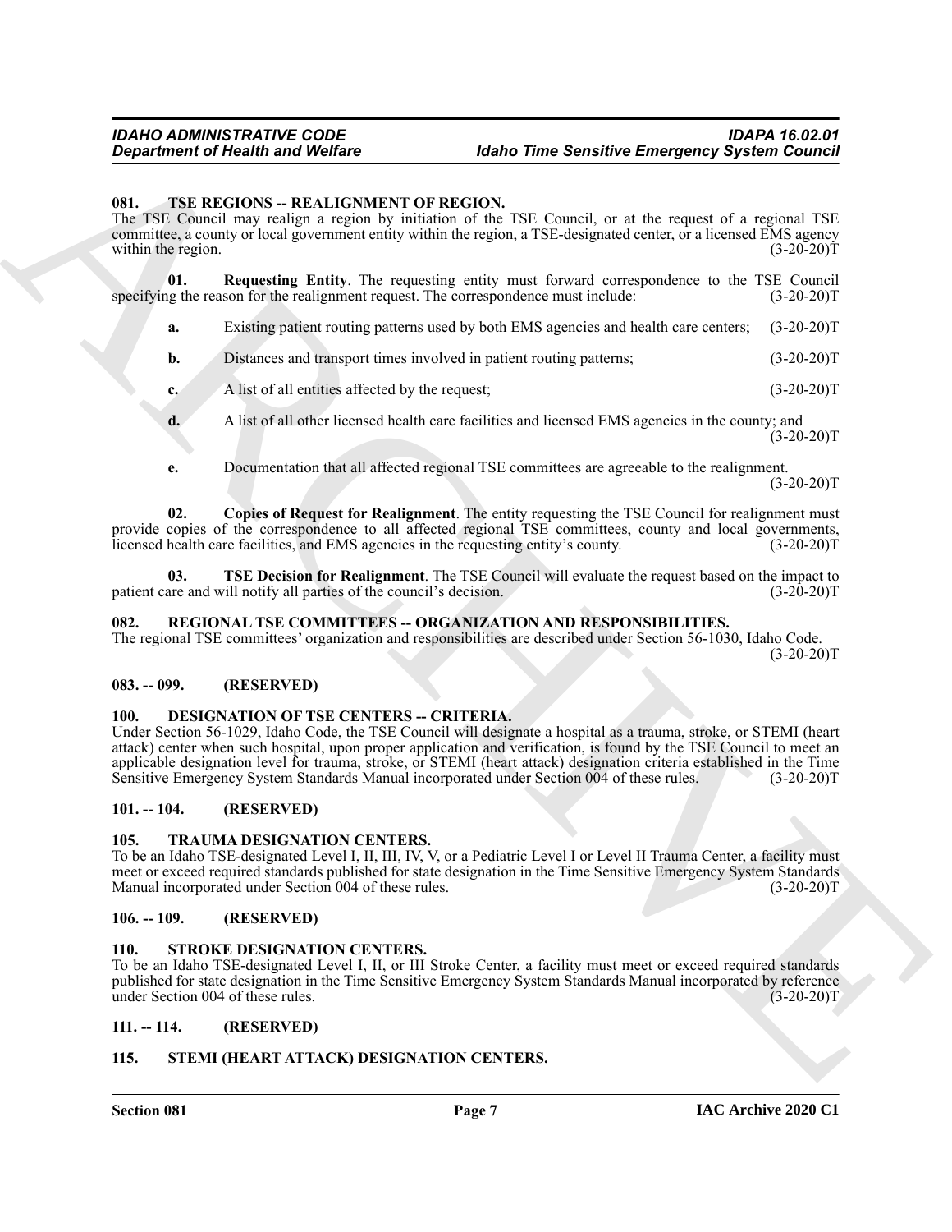### 081. TSE REGIONS -- REALIGNMENT OF REGION.

The TSE Council may realign a region by initiation of the TSE Council, or at the request of a regional TSE committee, a county or local government entity within the region, a TSE-designated center, or a licensed EMS agency within the region. (3-20-20)T

**01. Requesting Entity**. The requesting entity must forward correspondence to the TSE Council specifying the reason for the realignment request. The correspondence must include: (3-20-20)T

**a.** Existing patient routing patterns used by both EMS agencies and health care centers; (3-20-20)T

**b.** Distances and transport times involved in patient routing patterns; (3-20-20)T

**c.** A list of all entities affected by the request; (3-20-20)T

**d.** A list of all other licensed health care facilities and licensed EMS agencies in the county; and (3-20-20)T

**e.** Documentation that all affected regional TSE committees are agreeable to the realignment. (3-20-20)T

**02. Copies of Request for Realignment**. The entity requesting the TSE Council for realignment must provide copies of the correspondence to all affected regional TSE committees, county and local governments, licensed health care facilities, and EMS agencies in the requesting entity's county. (3-20-20)T

**03. TSE Decision for Realignment**. The TSE Council will evaluate the request based on the impact to patient care and will notify all parties of the council's decision. (3-20-20)T

### 082. REGIONAL TSE COMMITTEES -- ORGANIZATION AND RESPONSIBILITIES.

The regional TSE committees' organization and responsibilities are described under Section 56-1030, Idaho Code. (3-20-20)T

### 083. -- 099. (RESERVED)

### 100. DESIGNATION OF TSE CENTERS -- CRITERIA.

Under Section 56-1029, Idaho Code, the TSE Council will designate a hospital as a trauma, stroke, or STEMI (heart attack) center when such hospital, upon proper application and verification, is found by the TSE Council to meet an applicable designation level for trauma, stroke, or STEMI (heart attack) designation criteria established in the Time Sensitive Emergency System Standards Manual incorporated under Section 004 of these rules. (3-20-20)T

### 101. -- 104. (RESERVED)

### 105. TRAUMA DESIGNATION CENTERS.

To be an Idaho TSE-designated Level I, II, III, IV, V, or a Pediatric Level I or Level II Trauma Center, a facility must meet or exceed required standards published for state designation in the Time Sensitive Emergency System Standards Manual incorporated under Section 004 of these rules. (3-20-20)T

### 106. -- 109. (RESERVED)

### 110. STROKE DESIGNATION CENTERS.

To be an Idaho TSE-designated Level I, II, or III Stroke Center, a facility must meet or exceed required standards published for state designation in the Time Sensitive Emergency System Standards Manual incorporated by reference under Section 004 of these rules. (3-20-20)T

### 111. -- 114. (RESERVED)

### 115. STEMI (HEART ATTACK) DESIGNATION CENTERS.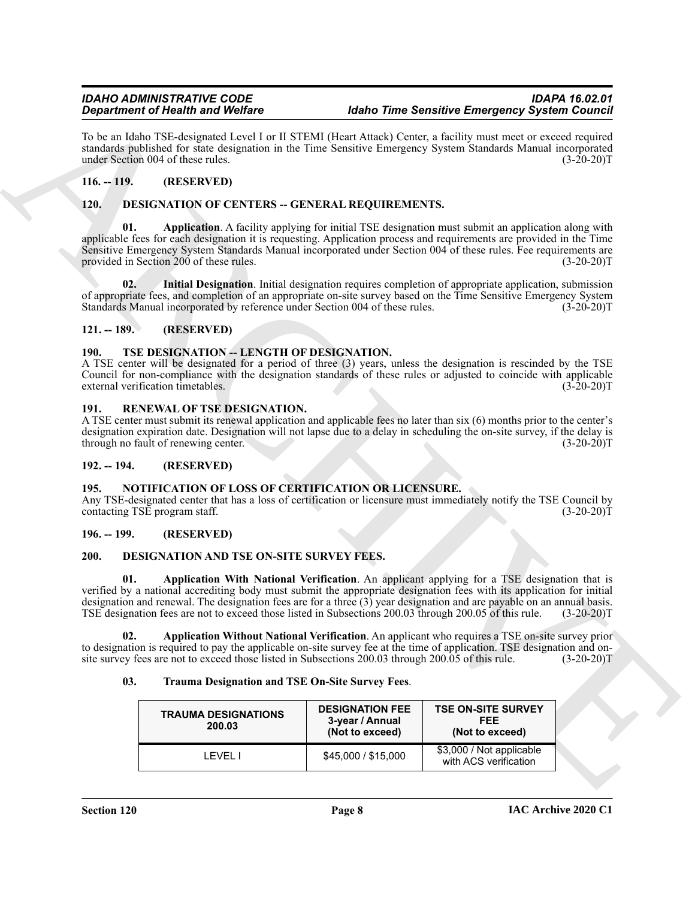To be an Idaho TSE-designated Level I or II STEMI (Heart Attack) Center, a facility must meet or exceed required standards published for state designation in the Time Sensitive Emergency System Standards Manual incorporated under Section 004 of these rules. (3-20-20)T

## 116. -- 119. (RESERVED)

## 120. DESIGNATION OF CENTERS -- GENERAL REQUIREMENTS.

**01. Application**. A facility applying for initial TSE designation must submit an application along with applicable fees for each designation it is requesting. Application process and requirements are provided in the Time Sensitive Emergency System Standards Manual incorporated under Section 004 of these rules. Fee requirements are provided in Section 200 of these rules. (3-20-20)T

**02. Initial Designation**. Initial designation requires completion of appropriate application, submission of appropriate fees, and completion of an appropriate on-site survey based on the Time Sensitive Emergency System Standards Manual incorporated by reference under Section 004 of these rules. (3-20-20)T

## 121. -- 189. (RESERVED)

## 190. TSE DESIGNATION -- LENGTH OF DESIGNATION.

A TSE center will be designated for a period of three (3) years, unless the designation is rescinded by the TSE Council for non-compliance with the designation standards of these rules or adjusted to coincide with applicable external verification timetables. (3-20-20)T

## 191. RENEWAL OF TSE DESIGNATION.

A TSE center must submit its renewal application and applicable fees no later than six (6) months prior to the center's designation expiration date. Designation will not lapse due to a delay in scheduling the on-site survey, if the delay is through no fault of renewing center. (3-20-20)T

## 192. -- 194. (RESERVED)

## 195. NOTIFICATION OF LOSS OF CERTIFICATION OR LICENSURE.

Any TSE-designated center that has a loss of certification or licensure must immediately notify the TSE Council by contacting TSE program staff. (3-20-20)T

## 196. -- 199. (RESERVED)

## 200. DESIGNATION AND TSE ON-SITE SURVEY FEES.

**01. Application With National Verification**. An applicant applying for a TSE designation that is verified by a national accrediting body must submit the appropriate designation fees with its application for initial designation and renewal. The designation fees are for a three (3) year designation and are payable on an annual basis. TSE designation fees are not to exceed those listed in Subsections 200.03 through 200.05 of this rule. (3-20-20)T

**02. Application Without National Verification**. An applicant who requires a TSE on-site survey prior to designation is required to pay the applicable on-site survey fee at the time of application. TSE designation and on-site survey fees are not to exceed those listed in Subsections 200.03 through 200.05 of this rule. (3-20-20)T

**03. Trauma Designation and TSE On-Site Survey Fees**.

| TRAUMA DESIGNATIONS 200.03 | DESIGNATION FEE 3-year / Annual (Not to exceed) | TSE ON-SITE SURVEY FEE (Not to exceed) |
|---|---|---|
| LEVEL I | $45,000 / $15,000 | $3,000 / Not applicable with ACS verification |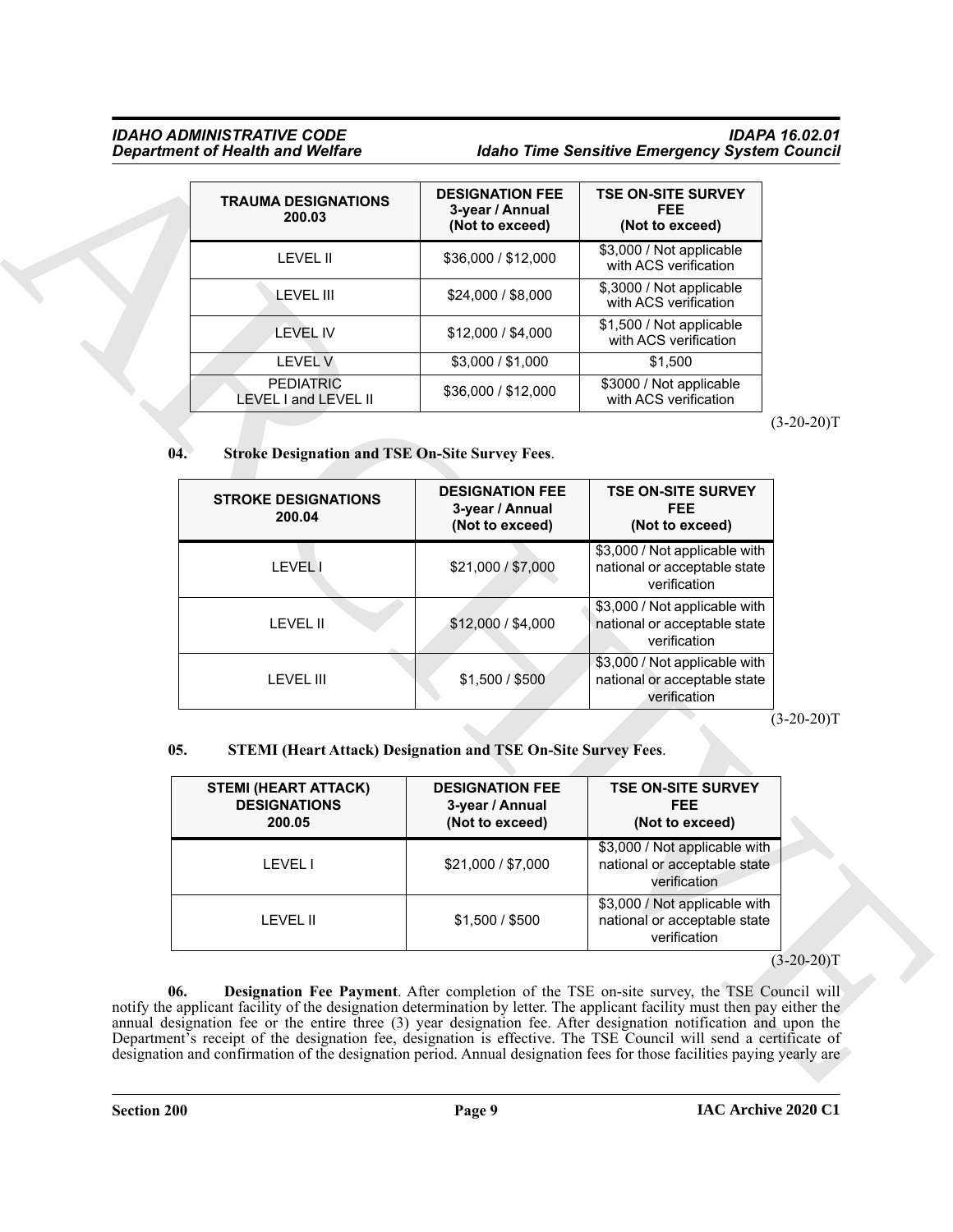| TRAUMA DESIGNATIONS 200.03 | DESIGNATION FEE 3-year / Annual (Not to exceed) | TSE ON-SITE SURVEY FEE (Not to exceed) |
|---|---|---|
| LEVEL II | $36,000 / $12,000 | $3,000 / Not applicable with ACS verification |
| LEVEL III | $24,000 / $8,000 | $,3000 / Not applicable with ACS verification |
| LEVEL IV | $12,000 / $4,000 | $1,500 / Not applicable with ACS verification |
| LEVEL V | $3,000 / $1,000 | $1,500 |
| PEDIATRIC LEVEL I and LEVEL II | $36,000 / $12,000 | $3000 / Not applicable with ACS verification |

(3-20-20)T

**04. Stroke Designation and TSE On-Site Survey Fees**.

| STROKE DESIGNATIONS 200.04 | DESIGNATION FEE 3-year / Annual (Not to exceed) | TSE ON-SITE SURVEY FEE (Not to exceed) |
|---|---|---|
| LEVEL I | $21,000 / $7,000 | $3,000 / Not applicable with national or acceptable state verification |
| LEVEL II | $12,000 / $4,000 | $3,000 / Not applicable with national or acceptable state verification |
| LEVEL III | $1,500 / $500 | $3,000 / Not applicable with national or acceptable state verification |

(3-20-20)T

**05. STEMI (Heart Attack) Designation and TSE On-Site Survey Fees**.

| STEMI (HEART ATTACK) DESIGNATIONS 200.05 | DESIGNATION FEE 3-year / Annual (Not to exceed) | TSE ON-SITE SURVEY FEE (Not to exceed) |
|---|---|---|
| LEVEL I | $21,000 / $7,000 | $3,000 / Not applicable with national or acceptable state verification |
| LEVEL II | $1,500 / $500 | $3,000 / Not applicable with national or acceptable state verification |

(3-20-20)T

**06. Designation Fee Payment**. After completion of the TSE on-site survey, the TSE Council will notify the applicant facility of the designation determination by letter. The applicant facility must then pay either the annual designation fee or the entire three (3) year designation fee. After designation notification and upon the Department's receipt of the designation fee, designation is effective. The TSE Council will send a certificate of designation and confirmation of the designation period. Annual designation fees for those facilities paying yearly are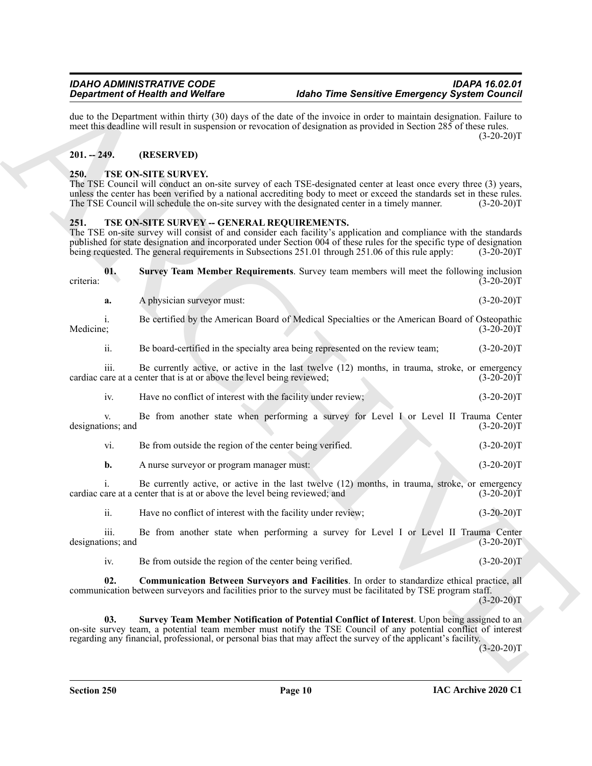due to the Department within thirty (30) days of the date of the invoice in order to maintain designation. Failure to meet this deadline will result in suspension or revocation of designation as provided in Section 285 of these rules. (3-20-20)T

## 201. -- 249. (RESERVED)

## 250. TSE ON-SITE SURVEY.

The TSE Council will conduct an on-site survey of each TSE-designated center at least once every three (3) years, unless the center has been verified by a national accrediting body to meet or exceed the standards set in these rules. The TSE Council will schedule the on-site survey with the designated center in a timely manner. (3-20-20)T

## 251. TSE ON-SITE SURVEY -- GENERAL REQUIREMENTS.

The TSE on-site survey will consist of and consider each facility's application and compliance with the standards published for state designation and incorporated under Section 004 of these rules for the specific type of designation being requested. The general requirements in Subsections 251.01 through 251.06 of this rule apply: (3-20-20)T

**01. Survey Team Member Requirements**. Survey team members will meet the following inclusion criteria: (3-20-20)T

**a.** A physician surveyor must: (3-20-20)T

i. Be certified by the American Board of Medical Specialties or the American Board of Osteopathic Medicine; (3-20-20)T

ii. Be board-certified in the specialty area being represented on the review team; (3-20-20)T

iii. Be currently active, or active in the last twelve (12) months, in trauma, stroke, or emergency cardiac care at a center that is at or above the level being reviewed; (3-20-20)T

iv. Have no conflict of interest with the facility under review; (3-20-20)T

v. Be from another state when performing a survey for Level I or Level II Trauma Center designations; and (3-20-20)T

vi. Be from outside the region of the center being verified. (3-20-20)T

**b.** A nurse surveyor or program manager must: (3-20-20)T

i. Be currently active, or active in the last twelve (12) months, in trauma, stroke, or emergency cardiac care at a center that is at or above the level being reviewed; and (3-20-20)T

ii. Have no conflict of interest with the facility under review; (3-20-20)T

iii. Be from another state when performing a survey for Level I or Level II Trauma Center designations; and (3-20-20)T

iv. Be from outside the region of the center being verified. (3-20-20)T

**02. Communication Between Surveyors and Facilities**. In order to standardize ethical practice, all communication between surveyors and facilities prior to the survey must be facilitated by TSE program staff. (3-20-20)T

**03. Survey Team Member Notification of Potential Conflict of Interest**. Upon being assigned to an on-site survey team, a potential team member must notify the TSE Council of any potential conflict of interest regarding any financial, professional, or personal bias that may affect the survey of the applicant's facility. (3-20-20)T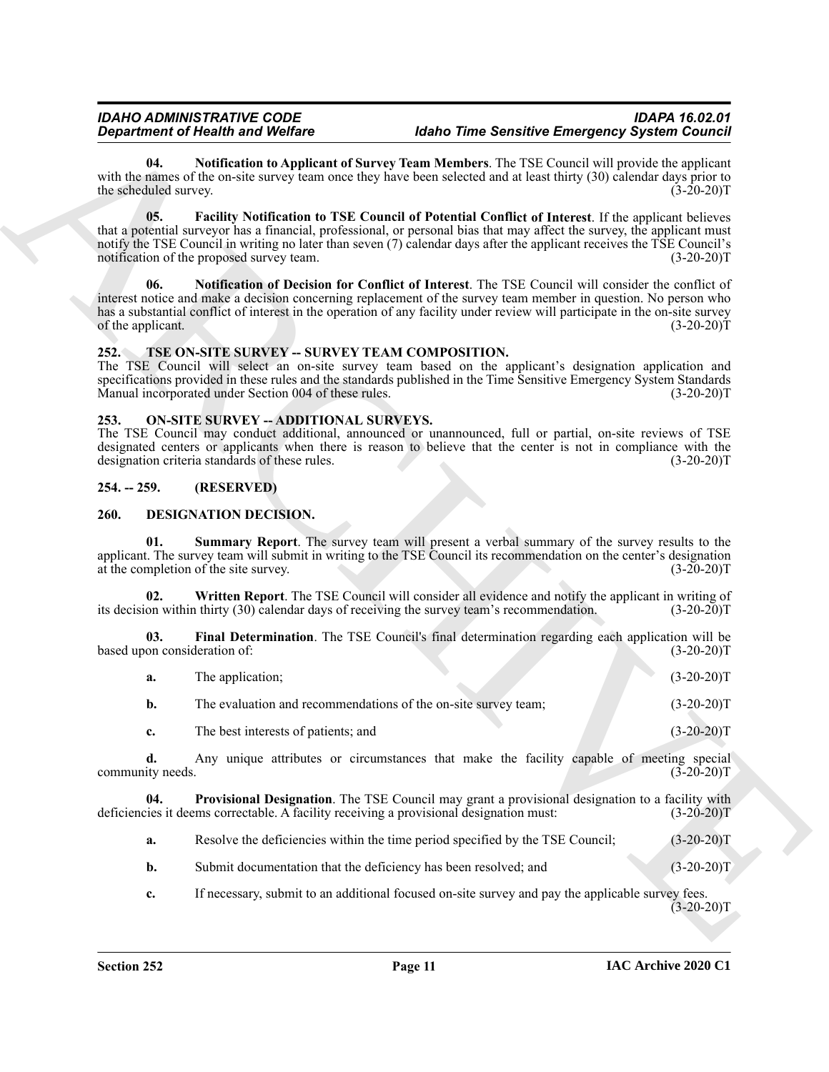**04. Notification to Applicant of Survey Team Members**. The TSE Council will provide the applicant with the names of the on-site survey team once they have been selected and at least thirty (30) calendar days prior to the scheduled survey. (3-20-20)T

**05. Facility Notification to TSE Council of Potential Conflict of Interest**. If the applicant believes that a potential surveyor has a financial, professional, or personal bias that may affect the survey, the applicant must notify the TSE Council in writing no later than seven (7) calendar days after the applicant receives the TSE Council's notification of the proposed survey team. (3-20-20)T

**06. Notification of Decision for Conflict of Interest**. The TSE Council will consider the conflict of interest notice and make a decision concerning replacement of the survey team member in question. No person who has a substantial conflict of interest in the operation of any facility under review will participate in the on-site survey of the applicant. (3-20-20)T

## 252. TSE ON-SITE SURVEY -- SURVEY TEAM COMPOSITION.

The TSE Council will select an on-site survey team based on the applicant's designation application and specifications provided in these rules and the standards published in the Time Sensitive Emergency System Standards Manual incorporated under Section 004 of these rules. (3-20-20)T

## 253. ON-SITE SURVEY -- ADDITIONAL SURVEYS.

The TSE Council may conduct additional, announced or unannounced, full or partial, on-site reviews of TSE designated centers or applicants when there is reason to believe that the center is not in compliance with the designation criteria standards of these rules. (3-20-20)T

## 254. -- 259. (RESERVED)

## 260. DESIGNATION DECISION.

**01. Summary Report**. The survey team will present a verbal summary of the survey results to the applicant. The survey team will submit in writing to the TSE Council its recommendation on the center's designation at the completion of the site survey. (3-20-20)T

**02. Written Report**. The TSE Council will consider all evidence and notify the applicant in writing of its decision within thirty (30) calendar days of receiving the survey team's recommendation. (3-20-20)T

**03. Final Determination**. The TSE Council's final determination regarding each application will be based upon consideration of: (3-20-20)T

**a.** The application; (3-20-20)T

**b.** The evaluation and recommendations of the on-site survey team; (3-20-20)T

**c.** The best interests of patients; and (3-20-20)T

**d.** Any unique attributes or circumstances that make the facility capable of meeting special community needs. (3-20-20)T

**04. Provisional Designation**. The TSE Council may grant a provisional designation to a facility with deficiencies it deems correctable. A facility receiving a provisional designation must: (3-20-20)T

**a.** Resolve the deficiencies within the time period specified by the TSE Council; (3-20-20)T

**b.** Submit documentation that the deficiency has been resolved; and (3-20-20)T

**c.** If necessary, submit to an additional focused on-site survey and pay the applicable survey fees. (3-20-20)T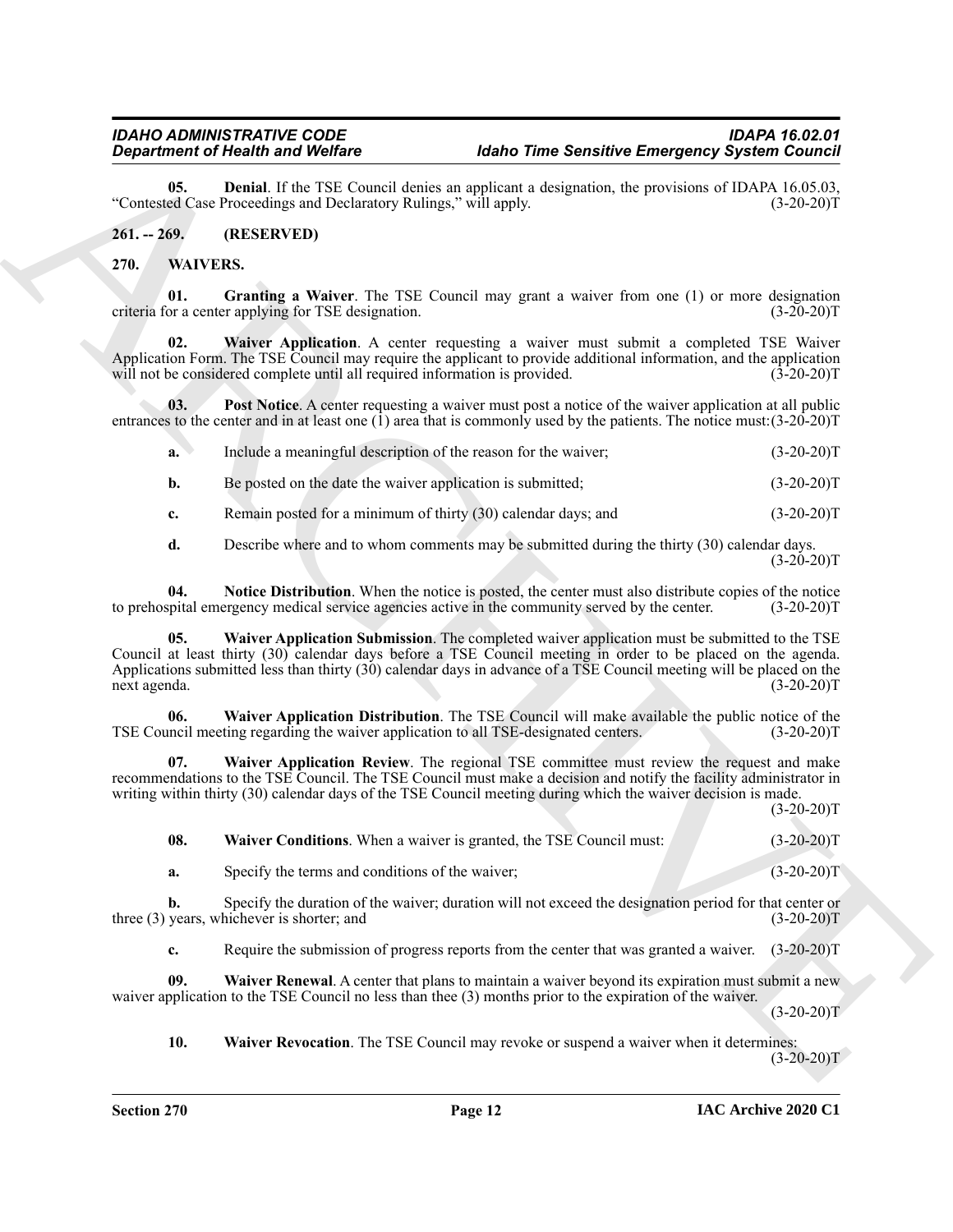**05. Denial**. If the TSE Council denies an applicant a designation, the provisions of IDAPA 16.05.03, "Contested Case Proceedings and Declaratory Rulings," will apply. (3-20-20)T

## 261. -- 269. (RESERVED)

## 270. WAIVERS.

**01. Granting a Waiver**. The TSE Council may grant a waiver from one (1) or more designation criteria for a center applying for TSE designation. (3-20-20)T

**02. Waiver Application**. A center requesting a waiver must submit a completed TSE Waiver Application Form. The TSE Council may require the applicant to provide additional information, and the application will not be considered complete until all required information is provided. (3-20-20)T

**03. Post Notice**. A center requesting a waiver must post a notice of the waiver application at all public entrances to the center and in at least one (1) area that is commonly used by the patients. The notice must: (3-20-20)T

**a.** Include a meaningful description of the reason for the waiver; (3-20-20)T

**b.** Be posted on the date the waiver application is submitted; (3-20-20)T

**c.** Remain posted for a minimum of thirty (30) calendar days; and (3-20-20)T

**d.** Describe where and to whom comments may be submitted during the thirty (30) calendar days. (3-20-20)T

**04. Notice Distribution**. When the notice is posted, the center must also distribute copies of the notice to prehospital emergency medical service agencies active in the community served by the center. (3-20-20)T

**05. Waiver Application Submission**. The completed waiver application must be submitted to the TSE Council at least thirty (30) calendar days before a TSE Council meeting in order to be placed on the agenda. Applications submitted less than thirty (30) calendar days in advance of a TSE Council meeting will be placed on the next agenda. (3-20-20)T

**06. Waiver Application Distribution**. The TSE Council will make available the public notice of the TSE Council meeting regarding the waiver application to all TSE-designated centers. (3-20-20)T

**07. Waiver Application Review**. The regional TSE committee must review the request and make recommendations to the TSE Council. The TSE Council must make a decision and notify the facility administrator in writing within thirty (30) calendar days of the TSE Council meeting during which the waiver decision is made. (3-20-20)T

**08. Waiver Conditions**. When a waiver is granted, the TSE Council must: (3-20-20)T

**a.** Specify the terms and conditions of the waiver; (3-20-20)T

**b.** Specify the duration of the waiver; duration will not exceed the designation period for that center or three (3) years, whichever is shorter; and (3-20-20)T

**c.** Require the submission of progress reports from the center that was granted a waiver. (3-20-20)T

**09. Waiver Renewal**. A center that plans to maintain a waiver beyond its expiration must submit a new waiver application to the TSE Council no less than thee (3) months prior to the expiration of the waiver. (3-20-20)T

**10. Waiver Revocation**. The TSE Council may revoke or suspend a waiver when it determines: (3-20-20)T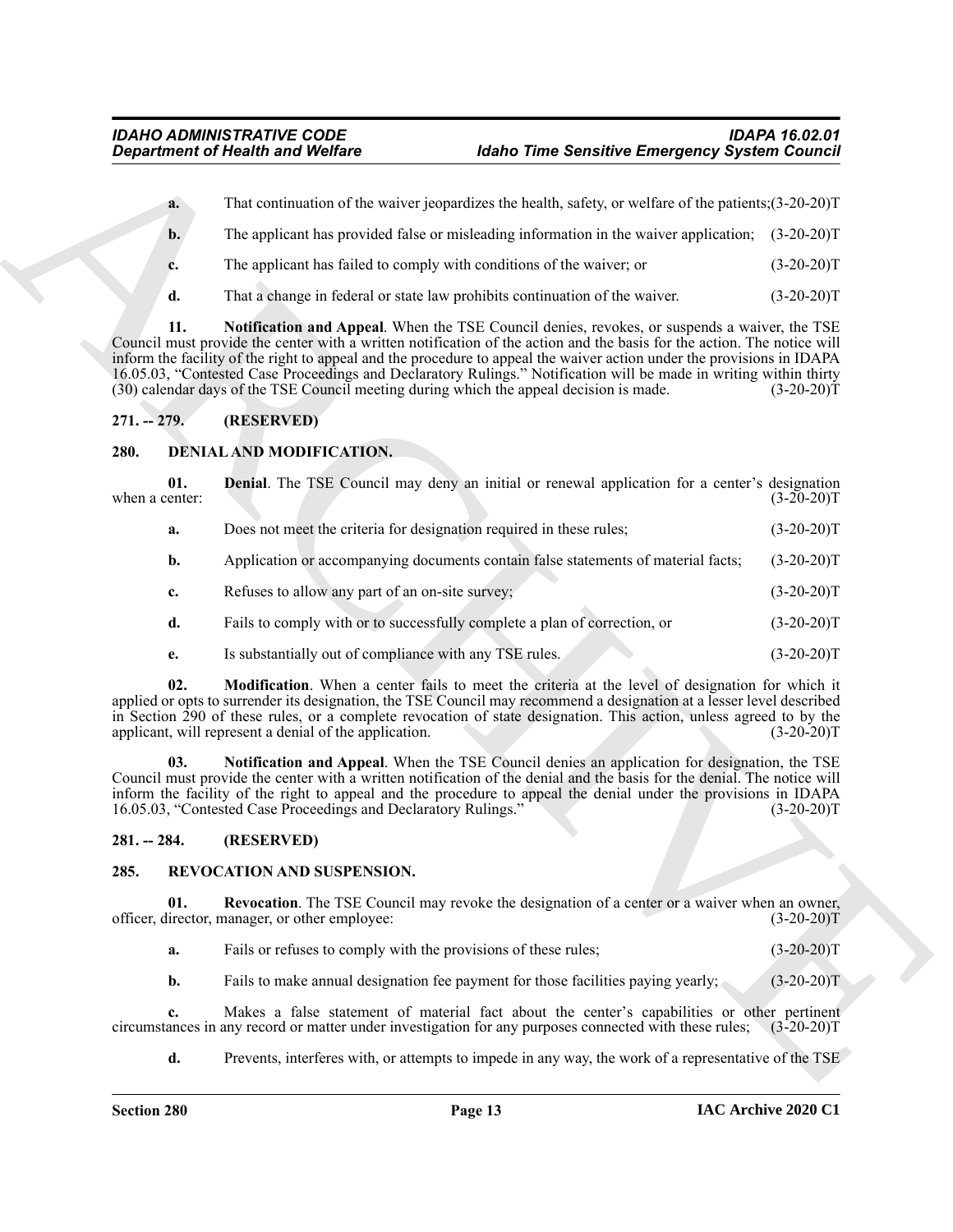**a.** That continuation of the waiver jeopardizes the health, safety, or welfare of the patients;(3-20-20)T

**b.** The applicant has provided false or misleading information in the waiver application; (3-20-20)T

**c.** The applicant has failed to comply with conditions of the waiver; or (3-20-20)T

**d.** That a change in federal or state law prohibits continuation of the waiver. (3-20-20)T

**11. Notification and Appeal**. When the TSE Council denies, revokes, or suspends a waiver, the TSE Council must provide the center with a written notification of the action and the basis for the action. The notice will inform the facility of the right to appeal and the procedure to appeal the waiver action under the provisions in IDAPA 16.05.03, "Contested Case Proceedings and Declaratory Rulings." Notification will be made in writing within thirty (30) calendar days of the TSE Council meeting during which the appeal decision is made. (3-20-20)T

## 271. -- 279. (RESERVED)

## 280. DENIAL AND MODIFICATION.

**01. Denial**. The TSE Council may deny an initial or renewal application for a center's designation when a center: (3-20-20)T

**a.** Does not meet the criteria for designation required in these rules; (3-20-20)T

**b.** Application or accompanying documents contain false statements of material facts; (3-20-20)T

**c.** Refuses to allow any part of an on-site survey; (3-20-20)T

**d.** Fails to comply with or to successfully complete a plan of correction, or (3-20-20)T

**e.** Is substantially out of compliance with any TSE rules. (3-20-20)T

**02. Modification**. When a center fails to meet the criteria at the level of designation for which it applied or opts to surrender its designation, the TSE Council may recommend a designation at a lesser level described in Section 290 of these rules, or a complete revocation of state designation. This action, unless agreed to by the applicant, will represent a denial of the application. (3-20-20)T

**03. Notification and Appeal**. When the TSE Council denies an application for designation, the TSE Council must provide the center with a written notification of the denial and the basis for the denial. The notice will inform the facility of the right to appeal and the procedure to appeal the denial under the provisions in IDAPA 16.05.03, "Contested Case Proceedings and Declaratory Rulings." (3-20-20)T

## 281. -- 284. (RESERVED)

## 285. REVOCATION AND SUSPENSION.

**01. Revocation**. The TSE Council may revoke the designation of a center or a waiver when an owner, officer, director, manager, or other employee: (3-20-20)T

**a.** Fails or refuses to comply with the provisions of these rules; (3-20-20)T

**b.** Fails to make annual designation fee payment for those facilities paying yearly; (3-20-20)T

**c.** Makes a false statement of material fact about the center's capabilities or other pertinent circumstances in any record or matter under investigation for any purposes connected with these rules; (3-20-20)T

**d.** Prevents, interferes with, or attempts to impede in any way, the work of a representative of the TSE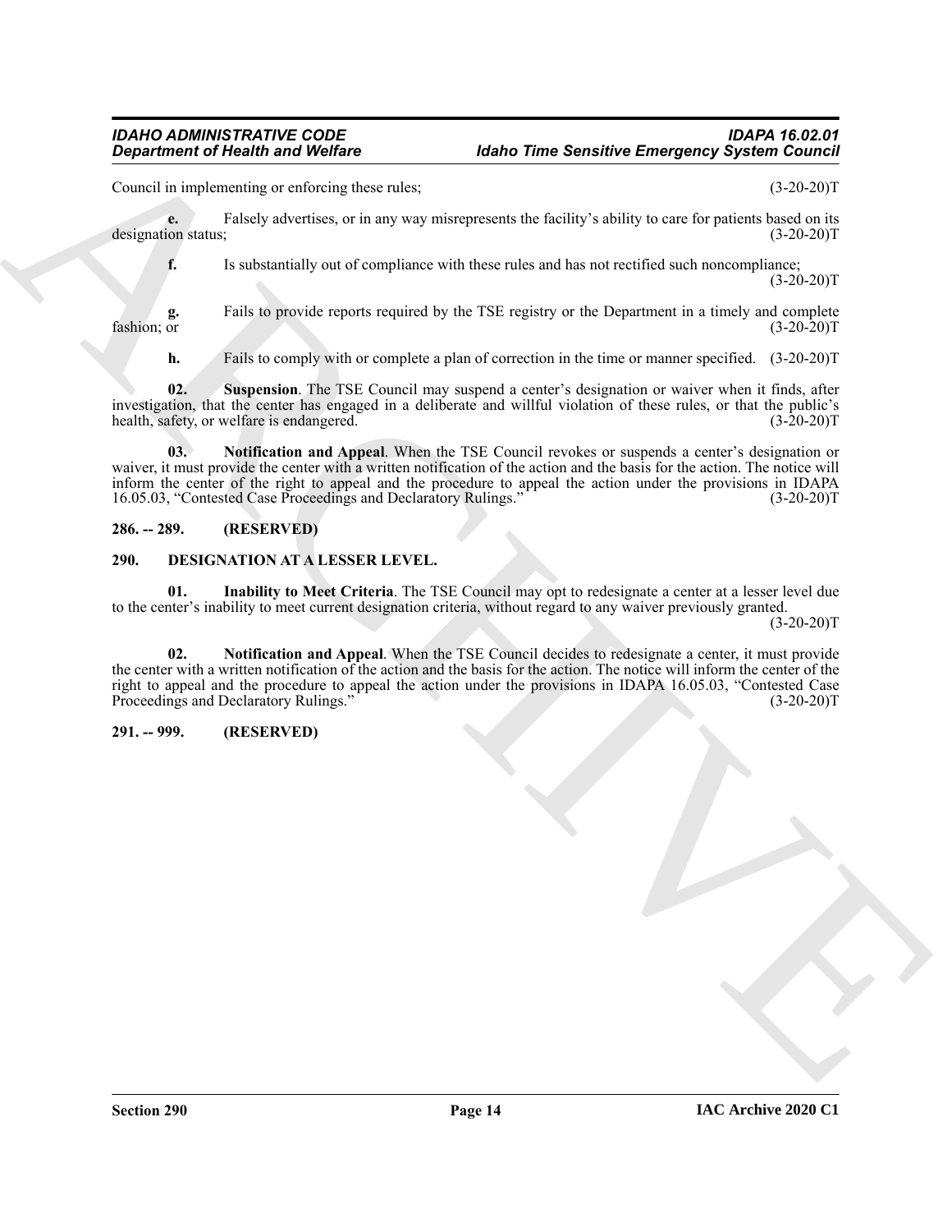Council in implementing or enforcing these rules; (3-20-20)T

**e.** Falsely advertises, or in any way misrepresents the facility's ability to care for patients based on its designation status; (3-20-20)T

**f.** Is substantially out of compliance with these rules and has not rectified such noncompliance; (3-20-20)T

**g.** Fails to provide reports required by the TSE registry or the Department in a timely and complete fashion; or (3-20-20)T

**h.** Fails to comply with or complete a plan of correction in the time or manner specified. (3-20-20)T

**02. Suspension**. The TSE Council may suspend a center's designation or waiver when it finds, after investigation, that the center has engaged in a deliberate and willful violation of these rules, or that the public's health, safety, or welfare is endangered. (3-20-20)T

**03. Notification and Appeal**. When the TSE Council revokes or suspends a center's designation or waiver, it must provide the center with a written notification of the action and the basis for the action. The notice will inform the center of the right to appeal and the procedure to appeal the action under the provisions in IDAPA 16.05.03, "Contested Case Proceedings and Declaratory Rulings." (3-20-20)T

**286. -- 289. (RESERVED)**

**290. DESIGNATION AT A LESSER LEVEL.**

**01. Inability to Meet Criteria**. The TSE Council may opt to redesignate a center at a lesser level due to the center's inability to meet current designation criteria, without regard to any waiver previously granted. (3-20-20)T

**02. Notification and Appeal**. When the TSE Council decides to redesignate a center, it must provide the center with a written notification of the action and the basis for the action. The notice will inform the center of the right to appeal and the procedure to appeal the action under the provisions in IDAPA 16.05.03, "Contested Case Proceedings and Declaratory Rulings." (3-20-20)T

**291. -- 999. (RESERVED)**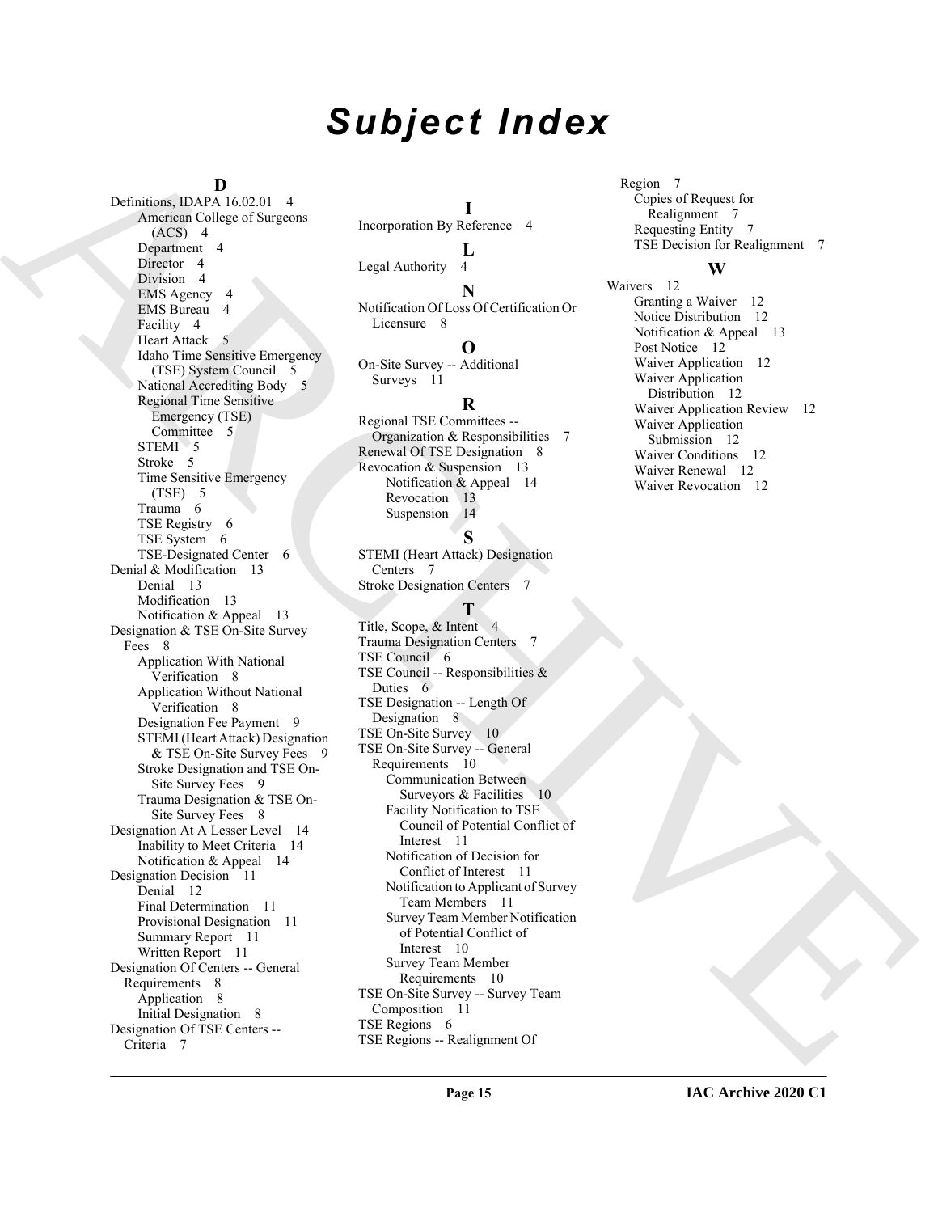# Subject Index

**D**

Definitions, IDAPA 16.02.01 4
- American College of Surgeons (ACS) 4
- Department 4
- Director 4
- Division 4
- EMS Agency 4
- EMS Bureau 4
- Facility 4
- Heart Attack 5
- Idaho Time Sensitive Emergency (TSE) System Council 5
- National Accrediting Body 5
- Regional Time Sensitive Emergency (TSE) Committee 5
- STEMI 5
- Stroke 5
- Time Sensitive Emergency (TSE) 5
- Trauma 6
- TSE Registry 6
- TSE System 6
- TSE-Designated Center 6

Denial & Modification 13
- Denial 13
- Modification 13
- Notification & Appeal 13

Designation & TSE On-Site Survey Fees 8
- Application With National Verification 8
- Application Without National Verification 8
- Designation Fee Payment 9
- STEMI (Heart Attack) Designation & TSE On-Site Survey Fees 9
- Stroke Designation and TSE On-Site Survey Fees 9
- Trauma Designation & TSE On-Site Survey Fees 8

Designation At A Lesser Level 14
- Inability to Meet Criteria 14
- Notification & Appeal 14

Designation Decision 11
- Denial 12
- Final Determination 11
- Provisional Designation 11
- Summary Report 11
- Written Report 11

Designation Of Centers -- General Requirements 8
- Application 8
- Initial Designation 8

Designation Of TSE Centers -- Criteria 7

**I**

Incorporation By Reference 4

**L**

Legal Authority 4

**N**

Notification Of Loss Of Certification Or Licensure 8

**O**

On-Site Survey -- Additional Surveys 11

**R**

Regional TSE Committees -- Organization & Responsibilities 7

Renewal Of TSE Designation 8

Revocation & Suspension 13
- Notification & Appeal 14
- Revocation 13
- Suspension 14

**S**

STEMI (Heart Attack) Designation Centers 7

Stroke Designation Centers 7

**T**

Title, Scope, & Intent 4

Trauma Designation Centers 7

TSE Council 6

TSE Council -- Responsibilities & Duties 6

TSE Designation -- Length Of Designation 8

TSE On-Site Survey 10

TSE On-Site Survey -- General Requirements 10
- Communication Between Surveyors & Facilities 10
- Facility Notification to TSE Council of Potential Conflict of Interest 11
- Notification of Decision for Conflict of Interest 11
- Notification to Applicant of Survey Team Members 11
- Survey Team Member Notification of Potential Conflict of Interest 10
- Survey Team Member Requirements 10

TSE On-Site Survey -- Survey Team Composition 11

TSE Regions 6

TSE Regions -- Realignment Of Region 7
- Copies of Request for Realignment 7
- Requesting Entity 7
- TSE Decision for Realignment 7

**W**

Waivers 12
- Granting a Waiver 12
- Notice Distribution 12
- Notification & Appeal 13
- Post Notice 12
- Waiver Application 12
- Waiver Application Distribution 12
- Waiver Application Review 12
- Waiver Application Submission 12
- Waiver Conditions 12
- Waiver Renewal 12
- Waiver Revocation 12